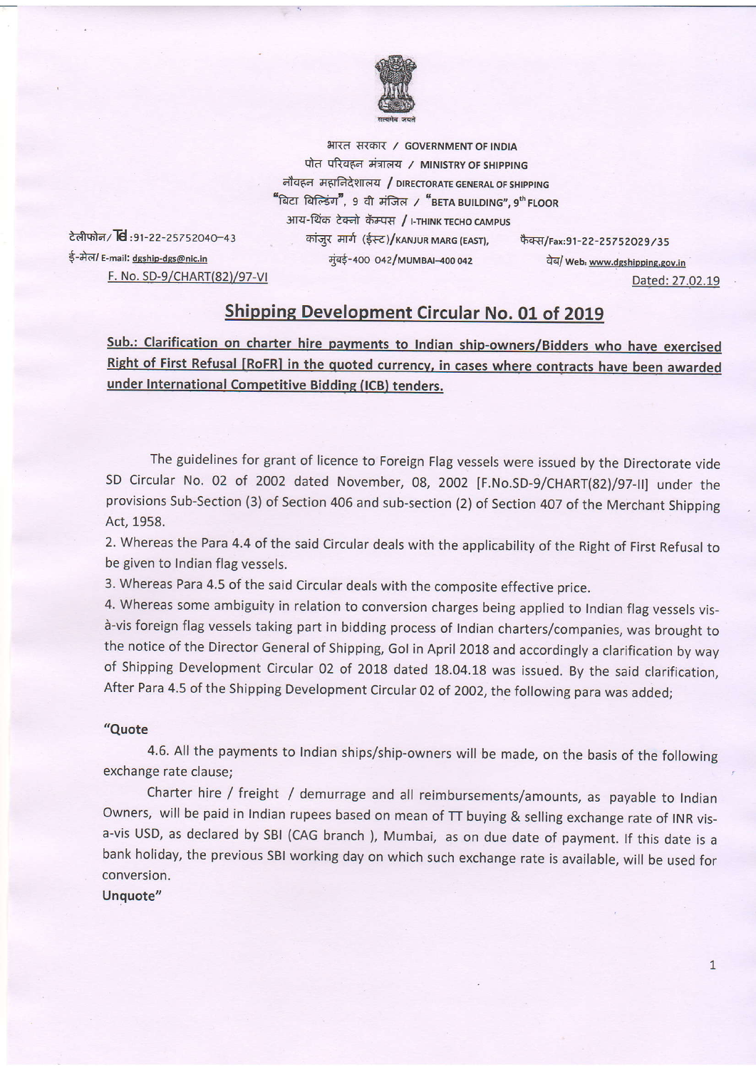भारत सरकार / GOVERNMENT OF INDIA
पोत परिवहन मंत्रालय / MINISTRY OF SHIPPING
नौवहन महानिदेशालय / DIRECTORATE GENERAL OF SHIPPING
"बिटा बिल्डिंग", 9 वी मंजिल / "BETA BUILDING", 9th FLOOR
आय-थिंक टेक्नो कॅम्पस / I-THINK TECHO CAMPUS
कांजुर मार्ग (ईस्ट)/KANJUR MARG (EAST),
मुंबई-400 042/MUMBAI-400 042

टेलीफोन/ Tel :91-22-25752040-43
ई-मेल/ E-mail: dgship-dgs@nic.in

फैक्स/Fax:91-22-25752029/35
वेब/ Web: www.dgshipping.gov.in

F. No. SD-9/CHART(82)/97-VI

Dated: 27.02.19

## Shipping Development Circular No. 01 of 2019

**Sub.: Clarification on charter hire payments to Indian ship-owners/Bidders who have exercised Right of First Refusal [RoFR] in the quoted currency, in cases where contracts have been awarded under International Competitive Bidding (ICB) tenders.**

The guidelines for grant of licence to Foreign Flag vessels were issued by the Directorate vide SD Circular No. 02 of 2002 dated November, 08, 2002 [F.No.SD-9/CHART(82)/97-II] under the provisions Sub-Section (3) of Section 406 and sub-section (2) of Section 407 of the Merchant Shipping Act, 1958.

2. Whereas the Para 4.4 of the said Circular deals with the applicability of the Right of First Refusal to be given to Indian flag vessels.

3. Whereas Para 4.5 of the said Circular deals with the composite effective price.

4. Whereas some ambiguity in relation to conversion charges being applied to Indian flag vessels vis-à-vis foreign flag vessels taking part in bidding process of Indian charters/companies, was brought to the notice of the Director General of Shipping, GoI in April 2018 and accordingly a clarification by way of Shipping Development Circular 02 of 2018 dated 18.04.18 was issued. By the said clarification, After Para 4.5 of the Shipping Development Circular 02 of 2002, the following para was added;

**"Quote**

4.6. All the payments to Indian ships/ship-owners will be made, on the basis of the following exchange rate clause;

Charter hire / freight / demurrage and all reimbursements/amounts, as payable to Indian Owners, will be paid in Indian rupees based on mean of TT buying & selling exchange rate of INR vis-a-vis USD, as declared by SBI (CAG branch ), Mumbai, as on due date of payment. If this date is a bank holiday, the previous SBI working day on which such exchange rate is available, will be used for conversion.

**Unquote"**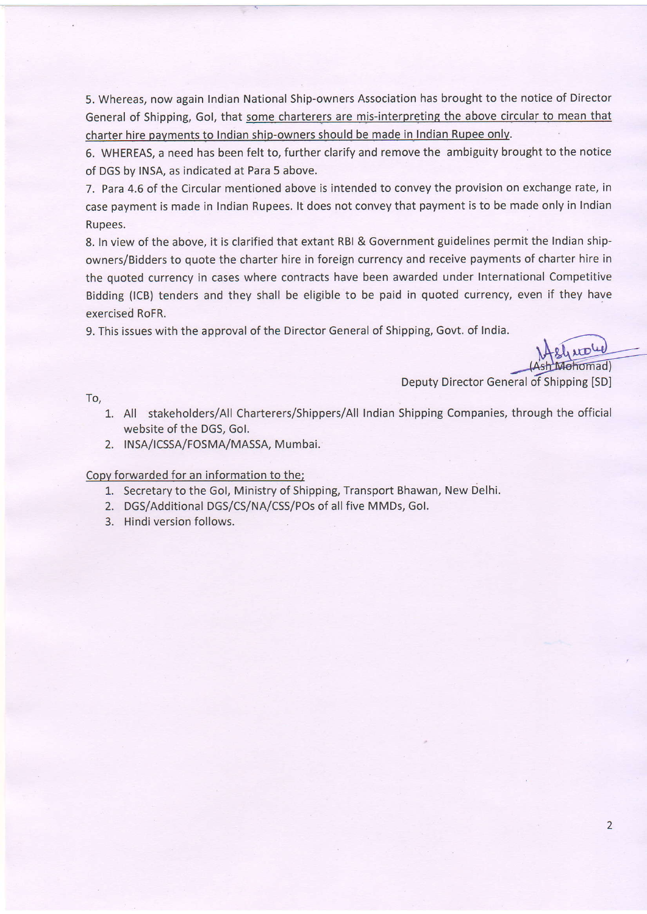5. Whereas, now again Indian National Ship-owners Association has brought to the notice of Director General of Shipping, GoI, that some charterers are mis-interpreting the above circular to mean that charter hire payments to Indian ship-owners should be made in Indian Rupee only.

6. WHEREAS, a need has been felt to, further clarify and remove the ambiguity brought to the notice of DGS by INSA, as indicated at Para 5 above.

7. Para 4.6 of the Circular mentioned above is intended to convey the provision on exchange rate, in case payment is made in Indian Rupees. It does not convey that payment is to be made only in Indian Rupees.

8. In view of the above, it is clarified that extant RBI & Government guidelines permit the Indian ship-owners/Bidders to quote the charter hire in foreign currency and receive payments of charter hire in the quoted currency in cases where contracts have been awarded under International Competitive Bidding (ICB) tenders and they shall be eligible to be paid in quoted currency, even if they have exercised RoFR.

9. This issues with the approval of the Director General of Shipping, Govt. of India.

(Ash Mohomad)
Deputy Director General of Shipping [SD]

To,

1. All stakeholders/All Charterers/Shippers/All Indian Shipping Companies, through the official website of the DGS, GoI.
2. INSA/ICSSA/FOSMA/MASSA, Mumbai.

Copy forwarded for an information to the;

1. Secretary to the GoI, Ministry of Shipping, Transport Bhawan, New Delhi.
2. DGS/Additional DGS/CS/NA/CSS/POs of all five MMDs, GoI.
3. Hindi version follows.